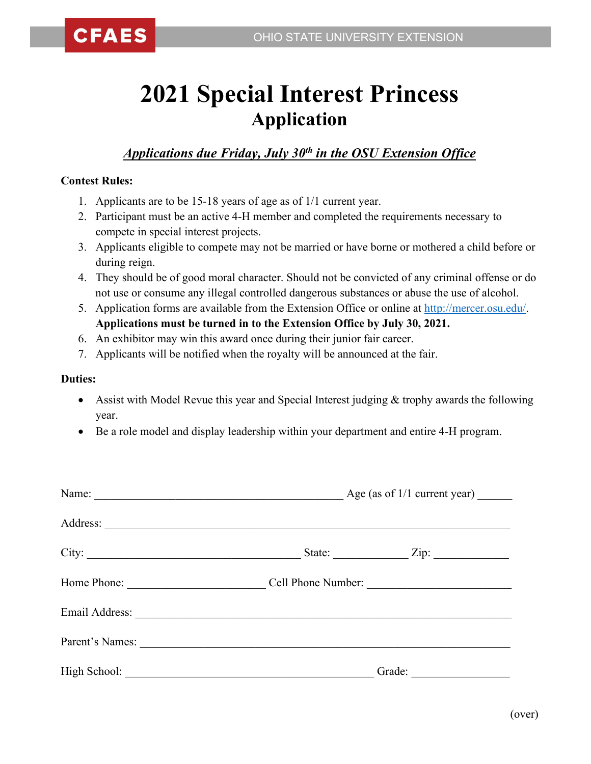CFAES OHIO STATE UNIVERSITY EXTENSION

# 2021 Special Interest Princess
## Application

***Applications due Friday, July 30th in the OSU Extension Office***

**Contest Rules:**

1. Applicants are to be 15-18 years of age as of 1/1 current year.
2. Participant must be an active 4-H member and completed the requirements necessary to compete in special interest projects.
3. Applicants eligible to compete may not be married or have borne or mothered a child before or during reign.
4. They should be of good moral character. Should not be convicted of any criminal offense or do not use or consume any illegal controlled dangerous substances or abuse the use of alcohol.
5. Application forms are available from the Extension Office or online at http://mercer.osu.edu/. **Applications must be turned in to the Extension Office by July 30, 2021.**
6. An exhibitor may win this award once during their junior fair career.
7. Applicants will be notified when the royalty will be announced at the fair.

**Duties:**

- Assist with Model Revue this year and Special Interest judging & trophy awards the following year.
- Be a role model and display leadership within your department and entire 4-H program.

Name: ___________________________________________ Age (as of 1/1 current year) ______

Address: _____________________________________________________________________

City: _____________________________________ State: _____________ Zip: _____________

Home Phone: ________________________ Cell Phone Number: _________________________

Email Address: _________________________________________________________________

Parent's Names: ________________________________________________________________

High School: ___________________________________________ Grade: _________________

(over)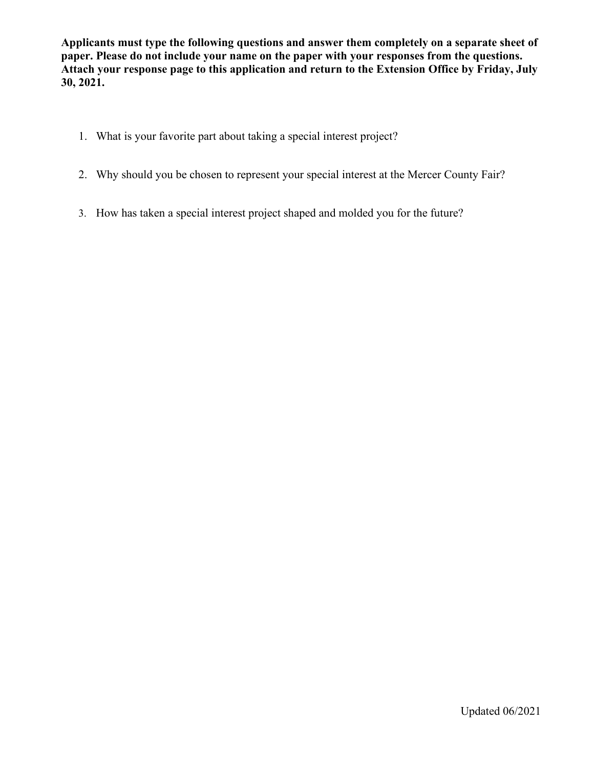**Applicants must type the following questions and answer them completely on a separate sheet of paper. Please do not include your name on the paper with your responses from the questions. Attach your response page to this application and return to the Extension Office by Friday, July 30, 2021.**

1. What is your favorite part about taking a special interest project?
2. Why should you be chosen to represent your special interest at the Mercer County Fair?
3. How has taken a special interest project shaped and molded you for the future?

Updated 06/2021